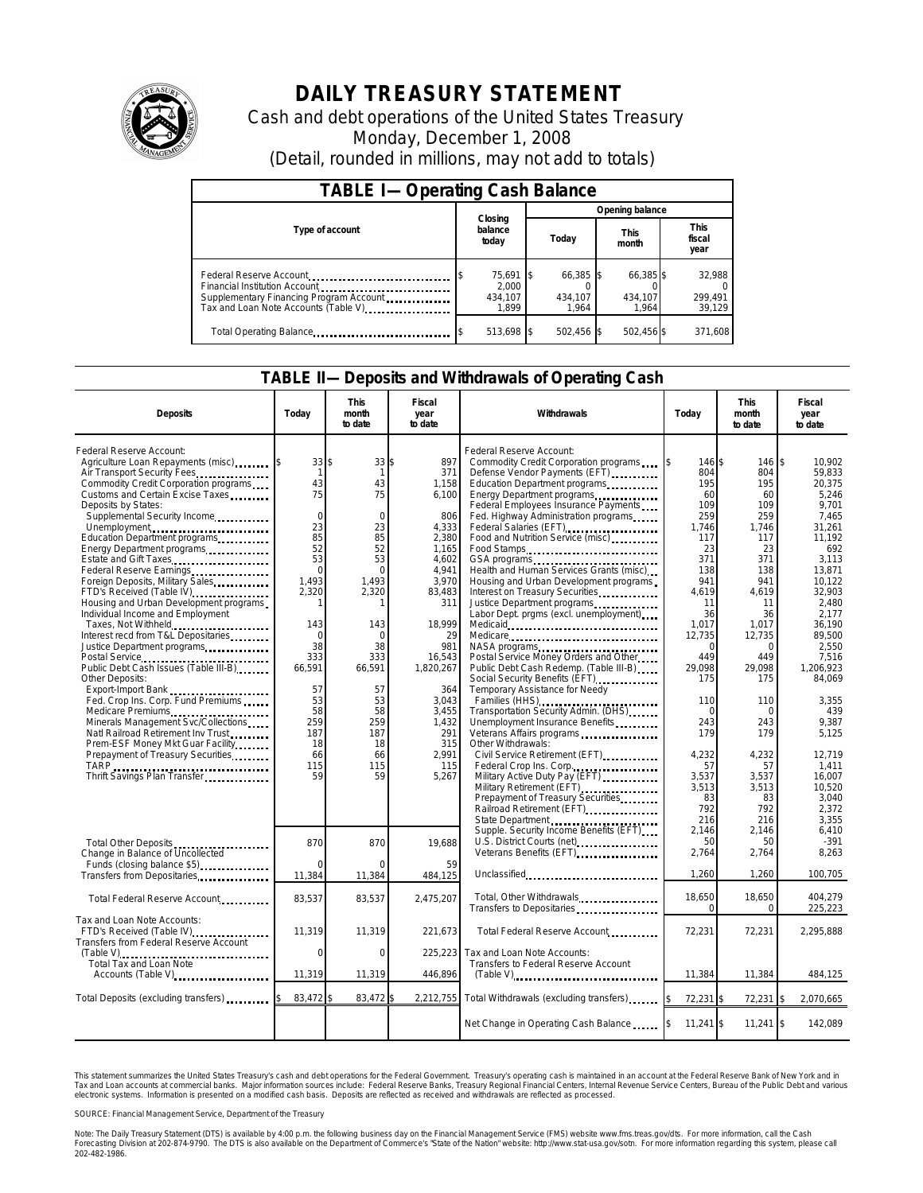# DAILY TREASURY STATEMENT

Cash and debt operations of the United States Treasury

Monday, December 1, 2008

(Detail, rounded in millions, may not add to totals)

## TABLE I— Operating Cash Balance

| Type of account | Closing balance today | Opening balance Today | This month | This fiscal year |
|---|---|---|---|---|
| Federal Reserve Account | $ 75,691 | $ 66,385 | $ 66,385 | $ 32,988 |
| Financial Institution Account | 2,000 | 0 | 0 | 0 |
| Supplementary Financing Program Account | 434,107 | 434,107 | 434,107 | 299,491 |
| Tax and Loan Note Accounts (Table V) | 1,899 | 1,964 | 1,964 | 39,129 |
| Total Operating Balance | $ 513,698 | $ 502,456 | $ 502,456 | $ 371,608 |

## TABLE II— Deposits and Withdrawals of Operating Cash

| Deposits | Today | This month to date | Fiscal year to date | Withdrawals | Today | This month to date | Fiscal year to date |
|---|---|---|---|---|---|---|---|
| Federal Reserve Account: | | | | Federal Reserve Account: | | | |
| Agriculture Loan Repayments (misc) | $ 33 | $ 33 | $ 897 | Commodity Credit Corporation programs | $ 146 | $ 146 | $ 10,902 |
| Air Transport Security Fees | 1 | 1 | 371 | Defense Vendor Payments (EFT) | 804 | 804 | 59,833 |
| Commodity Credit Corporation programs | 43 | 43 | 1,158 | Education Department programs | 195 | 195 | 20,375 |
| Customs and Certain Excise Taxes | 75 | 75 | 6,100 | Energy Department programs | 60 | 60 | 5,246 |
| Deposits by States: | | | | Federal Employees Insurance Payments | 109 | 109 | 9,701 |
| Supplemental Security Income | 0 | 0 | 806 | Fed. Highway Administration programs | 259 | 259 | 7,465 |
| Unemployment | 23 | 23 | 4,333 | Federal Salaries (EFT) | 1,746 | 1,746 | 31,261 |
| Education Department programs | 85 | 85 | 2,380 | Food and Nutrition Service (misc) | 117 | 117 | 11,192 |
| Energy Department programs | 52 | 52 | 1,165 | Food Stamps | 23 | 23 | 692 |
| Estate and Gift Taxes | 53 | 53 | 4,602 | GSA programs | 371 | 371 | 3,113 |
| Federal Reserve Earnings | 0 | 0 | 4,941 | Health and Human Services Grants (misc) | 138 | 138 | 13,871 |
| Foreign Deposits, Military Sales | 1,493 | 1,493 | 3,970 | Housing and Urban Development programs | 941 | 941 | 10,122 |
| FTD's Received (Table IV) | 2,320 | 2,320 | 83,483 | Interest on Treasury Securities | 4,619 | 4,619 | 32,903 |
| Housing and Urban Development programs | 1 | 1 | 311 | Justice Department programs | 11 | 11 | 2,480 |
| Individual Income and Employment | | | | Labor Dept. prgms (excl. unemployment) | 36 | 36 | 2,177 |
| Taxes, Not Withheld | 143 | 143 | 18,999 | Medicaid | 1,017 | 1,017 | 36,190 |
| Interest recd from T&L Depositaries | 0 | 0 | 29 | Medicare | 12,735 | 12,735 | 89,500 |
| Justice Department programs | 38 | 38 | 981 | NASA programs | 0 | 0 | 2,550 |
| Postal Service | 333 | 333 | 16,543 | Postal Service Money Orders and Other | 449 | 449 | 7,516 |
| Public Debt Cash Issues (Table III-B) | 66,591 | 66,591 | 1,820,267 | Public Debt Cash Redemp. (Table III-B) | 29,098 | 29,098 | 1,206,923 |
| Other Deposits: | | | | Social Security Benefits (EFT) | 175 | 175 | 84,069 |
| Export-Import Bank | 57 | 57 | 364 | Temporary Assistance for Needy | | | |
| Fed. Crop Ins. Corp. Fund Premiums | 53 | 53 | 3,043 | Families (HHS) | 110 | 110 | 3,355 |
| Medicare Premiums | 58 | 58 | 3,455 | Transportation Security Admin. (DHS) | 0 | 0 | 439 |
| Minerals Management Svc/Collections | 259 | 259 | 1,432 | Unemployment Insurance Benefits | 243 | 243 | 9,387 |
| Natl Railroad Retirement Inv Trust | 187 | 187 | 291 | Veterans Affairs programs | 179 | 179 | 5,125 |
| Prem-ESF Money Mkt Guar Facility | 18 | 18 | 315 | Other Withdrawals: | | | |
| Prepayment of Treasury Securities | 66 | 66 | 2,991 | Civil Service Retirement (EFT) | 4,232 | 4,232 | 12,719 |
| TARP | 115 | 115 | 115 | Federal Crop Ins. Corp. | 57 | 57 | 1,411 |
| Thrift Savings Plan Transfer | 59 | 59 | 5,267 | Military Active Duty Pay (EFT) | 3,537 | 3,537 | 16,007 |
| | | | | Military Retirement (EFT) | 3,513 | 3,513 | 10,520 |
| | | | | Prepayment of Treasury Securities | 83 | 83 | 3,040 |
| | | | | Railroad Retirement (EFT) | 792 | 792 | 2,372 |
| | | | | State Department | 216 | 216 | 3,355 |
| | | | | Supple. Security Income Benefits (EFT) | 2,146 | 2,146 | 6,410 |
| Total Other Deposits | 870 | 870 | 19,688 | U.S. District Courts (net) | 50 | 50 | -391 |
| Change in Balance of Uncollected | | | | Veterans Benefits (EFT) | 2,764 | 2,764 | 8,263 |
| Funds (closing balance $5) | 0 | 0 | 59 | | | | |
| Transfers from Depositaries | 11,384 | 11,384 | 484,125 | Unclassified | 1,260 | 1,260 | 100,705 |
| Total Federal Reserve Account | 83,537 | 83,537 | 2,475,207 | Total, Other Withdrawals | 18,650 | 18,650 | 404,279 |
| | | | | Transfers to Depositaries | 0 | 0 | 225,223 |
| Tax and Loan Note Accounts: | | | | | | | |
| FTD's Received (Table IV) | 11,319 | 11,319 | 221,673 | Total Federal Reserve Account | 72,231 | 72,231 | 2,295,888 |
| Transfers from Federal Reserve Account (Table V) | 0 | 0 | 225,223 | Tax and Loan Note Accounts: | | | |
| Total Tax and Loan Note Accounts (Table V) | 11,319 | 11,319 | 446,896 | Transfers to Federal Reserve Account (Table V) | 11,384 | 11,384 | 484,125 |
| Total Deposits (excluding transfers) | $ 83,472 | $ 83,472 | $ 2,212,755 | Total Withdrawals (excluding transfers) | $ 72,231 | $ 72,231 | $ 2,070,665 |
| | | | | Net Change in Operating Cash Balance | $ 11,241 | $ 11,241 | $ 142,089 |

This statement summarizes the United States Treasury's cash and debt operations for the Federal Government. Treasury's operating cash is maintained in an account at the Federal Reserve Bank of New York and in Tax and Loan accounts at commercial banks. Major information sources include: Federal Reserve Banks, Treasury Regional Financial Centers, Internal Revenue Service Centers, Bureau of the Public Debt and various electronic systems. Information is presented on a modified cash basis. Deposits are reflected as received and withdrawals are reflected as processed.

SOURCE: Financial Management Service, Department of the Treasury

Note: The Daily Treasury Statement (DTS) is available by 4:00 p.m. the following business day on the Financial Management Service (FMS) website www.fms.treas.gov/dts. For more information, call the Cash Forecasting Division at 202-874-9790. The DTS is also available on the Department of Commerce's "State of the Nation" website: http://www.stat-usa.gov/sotn. For more information regarding this system, please call 202-482-1986.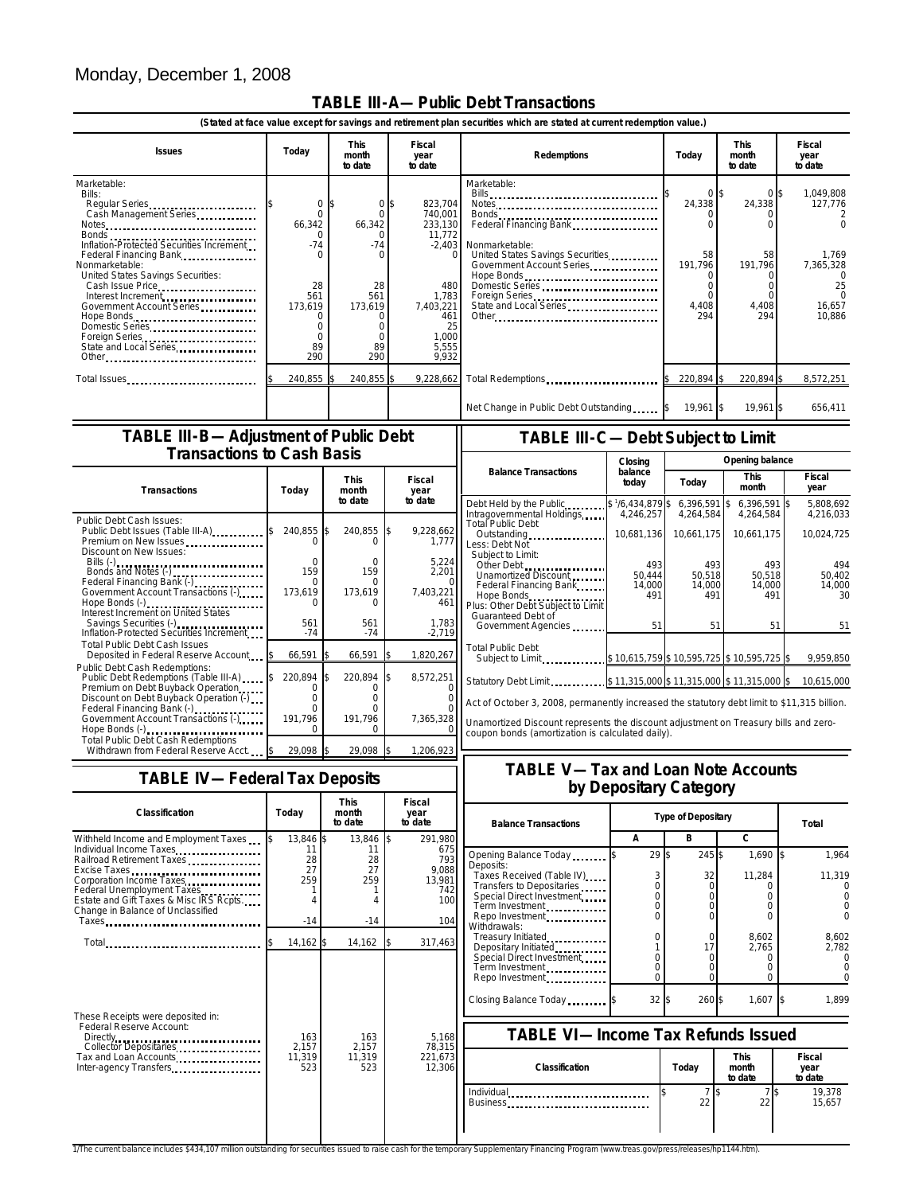Monday, December 1, 2008

## TABLE III-A— Public Debt Transactions

(Stated at face value except for savings and retirement plan securities which are stated at current redemption value.)

| Issues | Today | This month to date | Fiscal year to date |
|---|---|---|---|
| Marketable: | | | |
| Bills: | | | |
| Regular Series | $ 0 | $ 0 | $ 823,704 |
| Cash Management Series | 0 | 0 | 740,001 |
| Notes | 66,342 | 66,342 | 233,130 |
| Bonds | 0 | 0 | 11,772 |
| Inflation-Protected Securities Increment | -74 | -74 | -2,403 |
| Federal Financing Bank | 0 | 0 | 0 |
| Nonmarketable: | | | |
| United States Savings Securities: | | | |
| Cash Issue Price | 28 | 28 | 480 |
| Interest Increment | 561 | 561 | 1,783 |
| Government Account Series | 173,619 | 173,619 | 7,403,221 |
| Hope Bonds | 0 | 0 | 461 |
| Domestic Series | 0 | 0 | 25 |
| Foreign Series | 0 | 0 | 1,000 |
| State and Local Series | 89 | 89 | 5,555 |
| Other | 290 | 290 | 9,932 |
| Total Issues | $ 240,855 | $ 240,855 | $ 9,228,662 |

| Redemptions | Today | This month to date | Fiscal year to date |
|---|---|---|---|
| Marketable: | | | |
| Bills | $ 0 | $ 0 | $ 1,049,808 |
| Notes | 24,338 | 24,338 | 127,776 |
| Bonds | 0 | 0 | 2 |
| Federal Financing Bank | 0 | 0 | 0 |
| Nonmarketable: | | | |
| United States Savings Securities | 58 | 58 | 1,769 |
| Government Account Series | 191,796 | 191,796 | 7,365,328 |
| Hope Bonds | 0 | 0 | 0 |
| Domestic Series | 0 | 0 | 25 |
| Foreign Series | 0 | 0 | 0 |
| State and Local Series | 4,408 | 4,408 | 16,657 |
| Other | 294 | 294 | 10,886 |
| Total Redemptions | $ 220,894 | $ 220,894 | $ 8,572,251 |
| Net Change in Public Debt Outstanding | $ 19,961 | $ 19,961 | $ 656,411 |

## TABLE III-B— Adjustment of Public Debt Transactions to Cash Basis

| Transactions | Today | This month to date | Fiscal year to date |
|---|---|---|---|
| Public Debt Cash Issues: | | | |
| Public Debt Issues (Table III-A) | $ 240,855 | $ 240,855 | $ 9,228,662 |
| Premium on New Issues | 0 | 0 | 1,777 |
| Discount on New Issues: | | | |
| Bills (-) | 0 | 0 | 5,224 |
| Bonds and Notes (-) | 159 | 159 | 2,201 |
| Federal Financing Bank (-) | 0 | 0 | 0 |
| Government Account Transactions (-) | 173,619 | 173,619 | 7,403,221 |
| Hope Bonds (-) | 0 | 0 | 461 |
| Interest Increment on United States Savings Securities (-) | 561 | 561 | 1,783 |
| Inflation-Protected Securities Increment | -74 | -74 | -2,719 |
| Total Public Debt Cash Issues Deposited in Federal Reserve Account | $ 66,591 | $ 66,591 | $ 1,820,267 |
| Public Debt Cash Redemptions: | | | |
| Public Debt Redemptions (Table III-A) | $ 220,894 | $ 220,894 | $ 8,572,251 |
| Premium on Debt Buyback Operation | 0 | 0 | 0 |
| Discount on Debt Buyback Operation (-) | 0 | 0 | 0 |
| Federal Financing Bank (-) | 0 | 0 | 0 |
| Government Account Transactions (-) | 191,796 | 191,796 | 7,365,328 |
| Hope Bonds (-) | 0 | 0 | 0 |
| Total Public Debt Cash Redemptions Withdrawn from Federal Reserve Acct. | $ 29,098 | $ 29,098 | $ 1,206,923 |

## TABLE III-C— Debt Subject to Limit

| Balance Transactions | Closing balance today | Opening balance Today | Opening balance This month | Opening balance Fiscal year |
|---|---|---|---|---|
| Debt Held by the Public | $ [1]6,434,879 | $ 6,396,591 | $ 6,396,591 | $ 5,808,692 |
| Intragovernmental Holdings | 4,246,257 | 4,264,584 | 4,264,584 | 4,216,033 |
| Total Public Debt Outstanding | 10,681,136 | 10,661,175 | 10,661,175 | 10,024,725 |
| Less: Debt Not Subject to Limit: | | | | |
| Other Debt | 493 | 493 | 493 | 494 |
| Unamortized Discount | 50,444 | 50,518 | 50,518 | 50,402 |
| Federal Financing Bank | 14,000 | 14,000 | 14,000 | 14,000 |
| Hope Bonds | 491 | 491 | 491 | 30 |
| Plus: Other Debt Subject to Limit Guaranteed Debt of Government Agencies | 51 | 51 | 51 | 51 |
| Total Public Debt Subject to Limit | $ 10,615,759 | $ 10,595,725 | $ 10,595,725 | $ 9,959,850 |
| Statutory Debt Limit | $ 11,315,000 | $ 11,315,000 | $ 11,315,000 | $ 10,615,000 |

Act of October 3, 2008, permanently increased the statutory debt limit to $11,315 billion.

Unamortized Discount represents the discount adjustment on Treasury bills and zero-coupon bonds (amortization is calculated daily).

## TABLE IV— Federal Tax Deposits

| Classification | Today | This month to date | Fiscal year to date |
|---|---|---|---|
| Withheld Income and Employment Taxes | $ 13,846 | $ 13,846 | $ 291,980 |
| Individual Income Taxes | 11 | 11 | 675 |
| Railroad Retirement Taxes | 28 | 28 | 793 |
| Excise Taxes | 27 | 27 | 9,088 |
| Corporation Income Taxes | 259 | 259 | 13,981 |
| Federal Unemployment Taxes | 1 | 1 | 742 |
| Estate and Gift Taxes & Misc IRS Rcpts. | 4 | 4 | 100 |
| Change in Balance of Unclassified Taxes | -14 | -14 | 104 |
| Total | $ 14,162 | $ 14,162 | $ 317,463 |
| These Receipts were deposited in: | | | |
| Federal Reserve Account: | | | |
| Directly | 163 | 163 | 5,168 |
| Collector Depositaries | 2,157 | 2,157 | 78,315 |
| Tax and Loan Accounts | 11,319 | 11,319 | 221,673 |
| Inter-agency Transfers | 523 | 523 | 12,306 |

## TABLE V— Tax and Loan Note Accounts by Depositary Category

| Balance Transactions | Type of Depositary A | B | C | Total |
|---|---|---|---|---|
| Opening Balance Today | $ 29 | $ 245 | $ 1,690 | $ 1,964 |
| Deposits: | | | | |
| Taxes Received (Table IV) | 3 | 32 | 11,284 | 11,319 |
| Transfers to Depositaries | 0 | 0 | 0 | 0 |
| Special Direct Investment | 0 | 0 | 0 | 0 |
| Term Investment | 0 | 0 | 0 | 0 |
| Repo Investment | 0 | 0 | 0 | 0 |
| Withdrawals: | | | | |
| Treasury Initiated | 0 | 0 | 8,602 | 8,602 |
| Depositary Initiated | 1 | 17 | 2,765 | 2,782 |
| Special Direct Investment | 0 | 0 | 0 | 0 |
| Term Investment | 0 | 0 | 0 | 0 |
| Repo Investment | 0 | 0 | 0 | 0 |
| Closing Balance Today | $ 32 | $ 260 | $ 1,607 | $ 1,899 |

## TABLE VI— Income Tax Refunds Issued

| Classification | Today | This month to date | Fiscal year to date |
|---|---|---|---|
| Individual | $ 7 | $ 7 | $ 19,378 |
| Business | 22 | 22 | 15,657 |

1/The current balance includes $434,107 million outstanding for securities issued to raise cash for the temporary Supplementary Financing Program (www.treas.gov/press/releases/hp1144.htm).